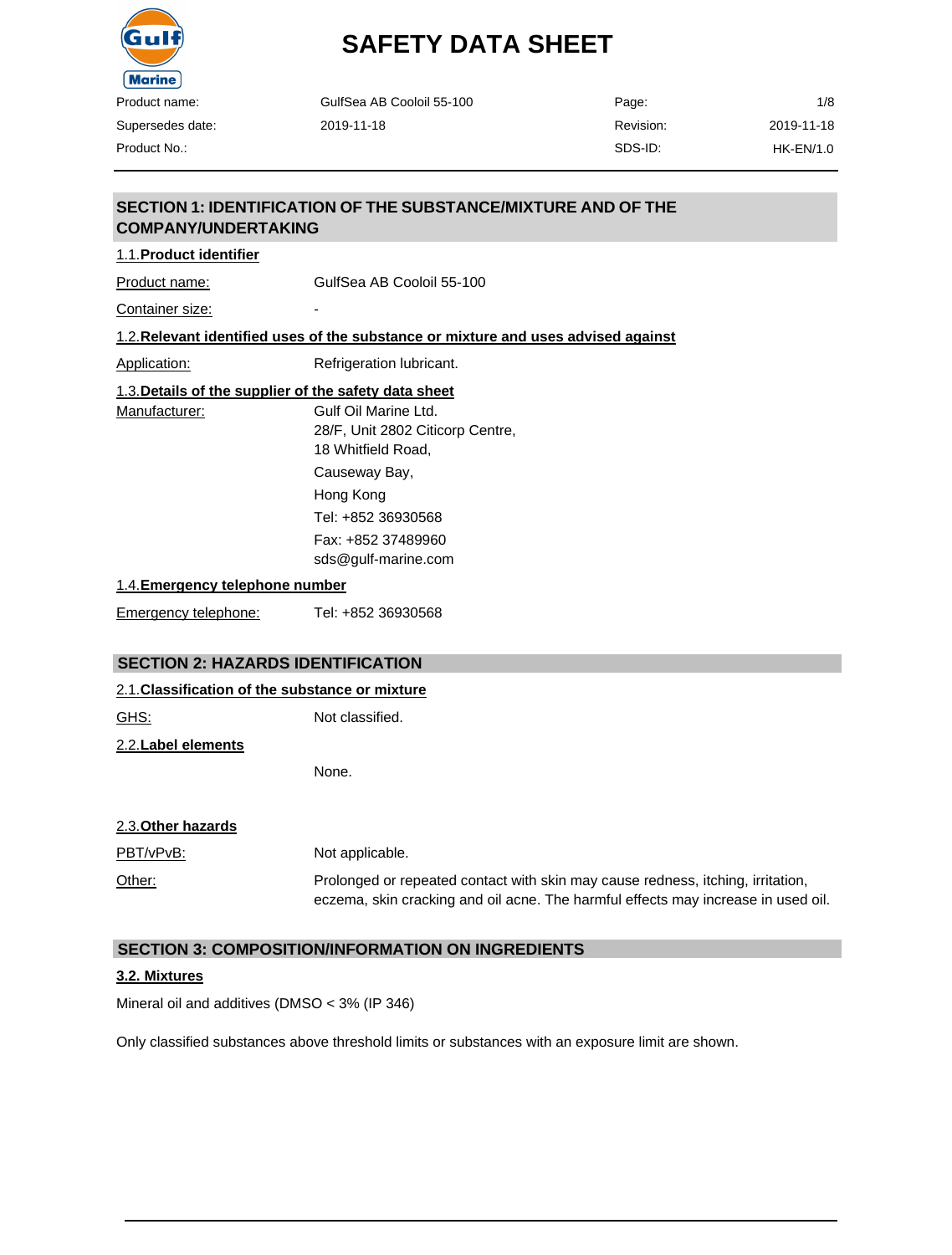# SAFETY DATA SHEET

| Product name: | GulfSea AB Cooloil 55-100 | Page: | 1/8 |
| --- | --- | --- | --- |
| Supersedes date: | 2019-11-18 | Revision: | 2019-11-18 |
| Product No.: | | SDS-ID: | HK-EN/1.0 |

## SECTION 1: IDENTIFICATION OF THE SUBSTANCE/MIXTURE AND OF THE COMPANY/UNDERTAKING

### 1.1. Product identifier

Product name: GulfSea AB Cooloil 55-100

Container size: -

### 1.2. Relevant identified uses of the substance or mixture and uses advised against

Application: Refrigeration lubricant.

### 1.3. Details of the supplier of the safety data sheet

Manufacturer:
Gulf Oil Marine Ltd.
28/F, Unit 2802 Citicorp Centre,
18 Whitfield Road,
Causeway Bay,
Hong Kong
Tel: +852 36930568
Fax: +852 37489960
sds@gulf-marine.com

### 1.4. Emergency telephone number

Emergency telephone: Tel: +852 36930568

## SECTION 2: HAZARDS IDENTIFICATION

### 2.1. Classification of the substance or mixture

GHS: Not classified.

### 2.2. Label elements

None.

### 2.3. Other hazards

PBT/vPvB: Not applicable.

Other: Prolonged or repeated contact with skin may cause redness, itching, irritation, eczema, skin cracking and oil acne. The harmful effects may increase in used oil.

## SECTION 3: COMPOSITION/INFORMATION ON INGREDIENTS

### 3.2. Mixtures

Mineral oil and additives (DMSO < 3% (IP 346)

Only classified substances above threshold limits or substances with an exposure limit are shown.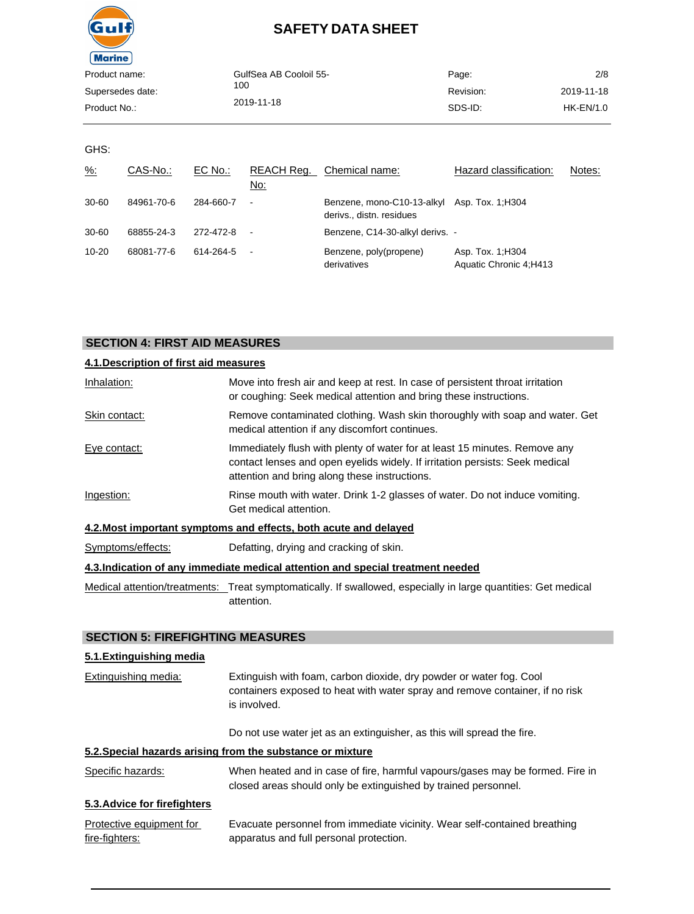GHS:

| %: | CAS-No.: | EC No.: | REACH Reg. No: | Chemical name: | Hazard classification: | Notes: |
|---|---|---|---|---|---|---|
| 30-60 | 84961-70-6 | 284-660-7 | - | Benzene, mono-C10-13-alkyl derivs., distn. residues | Asp. Tox. 1;H304 | |
| 30-60 | 68855-24-3 | 272-472-8 | - | Benzene, C14-30-alkyl derivs. | - | |
| 10-20 | 68081-77-6 | 614-264-5 | - | Benzene, poly(propene) derivatives | Asp. Tox. 1;H304 Aquatic Chronic 4;H413 | |

## SECTION 4: FIRST AID MEASURES

### 4.1.Description of first aid measures

**Inhalation:** Move into fresh air and keep at rest. In case of persistent throat irritation or coughing: Seek medical attention and bring these instructions.

**Skin contact:** Remove contaminated clothing. Wash skin thoroughly with soap and water. Get medical attention if any discomfort continues.

**Eye contact:** Immediately flush with plenty of water for at least 15 minutes. Remove any contact lenses and open eyelids widely. If irritation persists: Seek medical attention and bring along these instructions.

**Ingestion:** Rinse mouth with water. Drink 1-2 glasses of water. Do not induce vomiting. Get medical attention.

### 4.2.Most important symptoms and effects, both acute and delayed

**Symptoms/effects:** Defatting, drying and cracking of skin.

### 4.3.Indication of any immediate medical attention and special treatment needed

**Medical attention/treatments:** Treat symptomatically. If swallowed, especially in large quantities: Get medical attention.

## SECTION 5: FIREFIGHTING MEASURES

### 5.1.Extinguishing media

**Extinguishing media:** Extinguish with foam, carbon dioxide, dry powder or water fog. Cool containers exposed to heat with water spray and remove container, if no risk is involved.

Do not use water jet as an extinguisher, as this will spread the fire.

### 5.2.Special hazards arising from the substance or mixture

**Specific hazards:** When heated and in case of fire, harmful vapours/gases may be formed. Fire in closed areas should only be extinguished by trained personnel.

### 5.3.Advice for firefighters

**Protective equipment for fire-fighters:** Evacuate personnel from immediate vicinity. Wear self-contained breathing apparatus and full personal protection.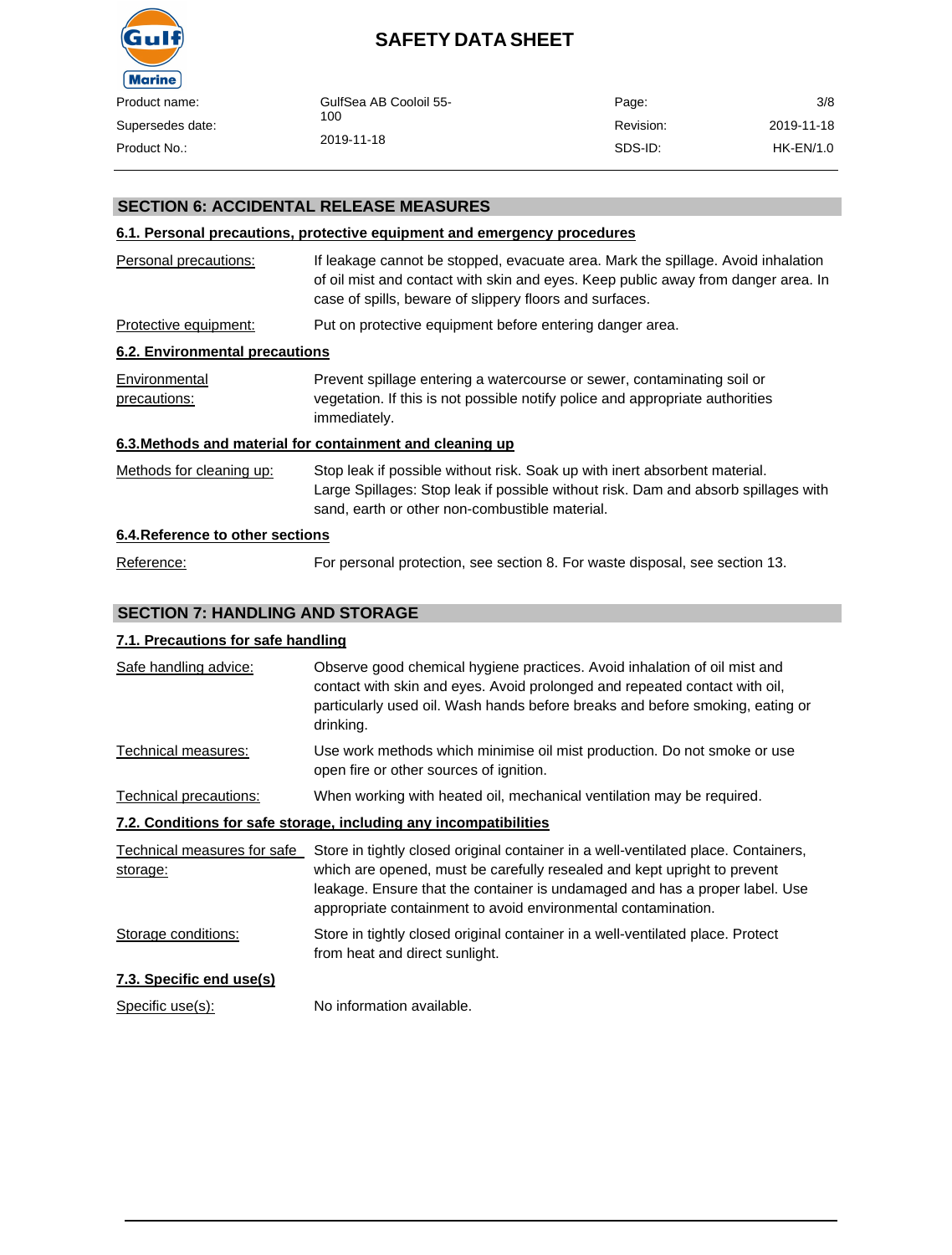## SECTION 6: ACCIDENTAL RELEASE MEASURES

### 6.1. Personal precautions, protective equipment and emergency procedures

| | |
|---|---|
| Personal precautions: | If leakage cannot be stopped, evacuate area. Mark the spillage. Avoid inhalation of oil mist and contact with skin and eyes. Keep public away from danger area. In case of spills, beware of slippery floors and surfaces. |
| Protective equipment: | Put on protective equipment before entering danger area. |

### 6.2. Environmental precautions

| | |
|---|---|
| Environmental precautions: | Prevent spillage entering a watercourse or sewer, contaminating soil or vegetation. If this is not possible notify police and appropriate authorities immediately. |

### 6.3.Methods and material for containment and cleaning up

| | |
|---|---|
| Methods for cleaning up: | Stop leak if possible without risk. Soak up with inert absorbent material. Large Spillages: Stop leak if possible without risk. Dam and absorb spillages with sand, earth or other non-combustible material. |

### 6.4.Reference to other sections

| | |
|---|---|
| Reference: | For personal protection, see section 8. For waste disposal, see section 13. |

## SECTION 7: HANDLING AND STORAGE

### 7.1. Precautions for safe handling

| | |
|---|---|
| Safe handling advice: | Observe good chemical hygiene practices. Avoid inhalation of oil mist and contact with skin and eyes. Avoid prolonged and repeated contact with oil, particularly used oil. Wash hands before breaks and before smoking, eating or drinking. |
| Technical measures: | Use work methods which minimise oil mist production. Do not smoke or use open fire or other sources of ignition. |
| Technical precautions: | When working with heated oil, mechanical ventilation may be required. |

### 7.2. Conditions for safe storage, including any incompatibilities

| | |
|---|---|
| Technical measures for safe storage: | Store in tightly closed original container in a well-ventilated place. Containers, which are opened, must be carefully resealed and kept upright to prevent leakage. Ensure that the container is undamaged and has a proper label. Use appropriate containment to avoid environmental contamination. |
| Storage conditions: | Store in tightly closed original container in a well-ventilated place. Protect from heat and direct sunlight. |

### 7.3. Specific end use(s)

| | |
|---|---|
| Specific use(s): | No information available. |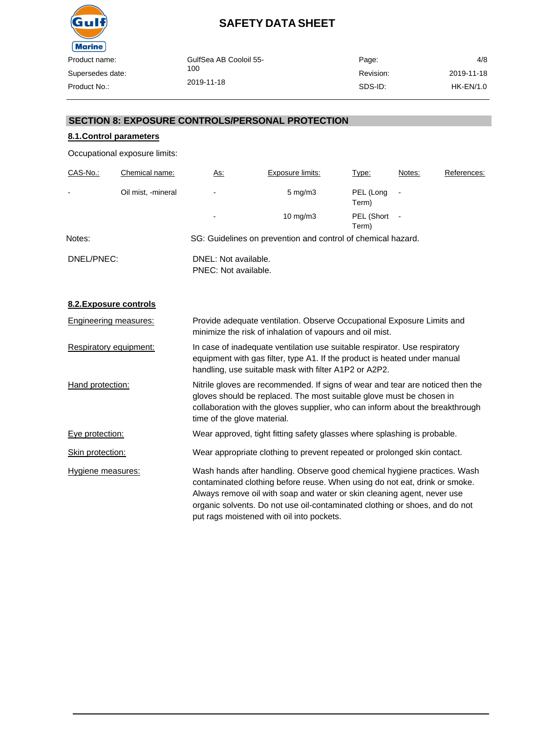## SECTION 8: EXPOSURE CONTROLS/PERSONAL PROTECTION

### 8.1.Control parameters

Occupational exposure limits:

| CAS-No.: | Chemical name: | As: | Exposure limits: | Type: | Notes: | References: |
|---|---|---|---|---|---|---|
| - | Oil mist, -mineral | - | 5 mg/m3 | PEL (Long Term) | - | |
| | | - | 10 mg/m3 | PEL (Short Term) | - | |

Notes: SG: Guidelines on prevention and control of chemical hazard.

DNEL/PNEC:

DNEL: Not available.
PNEC: Not available.

### 8.2.Exposure controls

**Engineering measures:** Provide adequate ventilation. Observe Occupational Exposure Limits and minimize the risk of inhalation of vapours and oil mist.

**Respiratory equipment:** In case of inadequate ventilation use suitable respirator. Use respiratory equipment with gas filter, type A1. If the product is heated under manual handling, use suitable mask with filter A1P2 or A2P2.

**Hand protection:** Nitrile gloves are recommended. If signs of wear and tear are noticed then the gloves should be replaced. The most suitable glove must be chosen in collaboration with the gloves supplier, who can inform about the breakthrough time of the glove material.

**Eye protection:** Wear approved, tight fitting safety glasses where splashing is probable.

**Skin protection:** Wear appropriate clothing to prevent repeated or prolonged skin contact.

**Hygiene measures:** Wash hands after handling. Observe good chemical hygiene practices. Wash contaminated clothing before reuse. When using do not eat, drink or smoke. Always remove oil with soap and water or skin cleaning agent, never use organic solvents. Do not use oil-contaminated clothing or shoes, and do not put rags moistened with oil into pockets.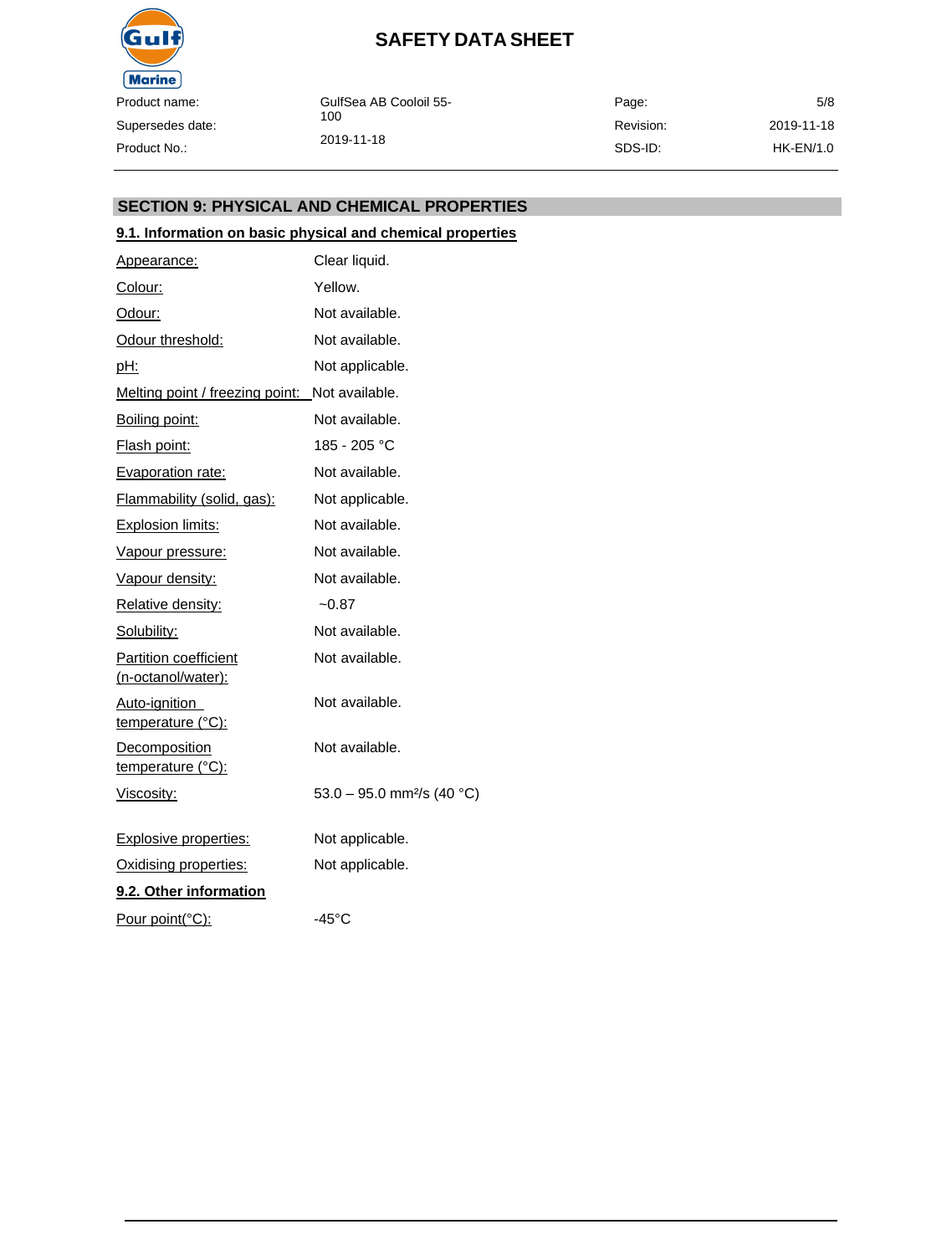## SECTION 9: PHYSICAL AND CHEMICAL PROPERTIES

### 9.1. Information on basic physical and chemical properties

| | |
|---|---|
| Appearance: | Clear liquid. |
| Colour: | Yellow. |
| Odour: | Not available. |
| Odour threshold: | Not available. |
| pH: | Not applicable. |
| Melting point / freezing point: | Not available. |
| Boiling point: | Not available. |
| Flash point: | 185 - 205 °C |
| Evaporation rate: | Not available. |
| Flammability (solid, gas): | Not applicable. |
| Explosion limits: | Not available. |
| Vapour pressure: | Not available. |
| Vapour density: | Not available. |
| Relative density: | ~0.87 |
| Solubility: | Not available. |
| Partition coefficient (n-octanol/water): | Not available. |
| Auto-ignition temperature (°C): | Not available. |
| Decomposition temperature (°C): | Not available. |
| Viscosity: | 53.0 – 95.0 $mm^2/s$ (40 °C) |
| Explosive properties: | Not applicable. |
| Oxidising properties: | Not applicable. |

### 9.2. Other information

| | |
|---|---|
| Pour point(°C): | -45°C |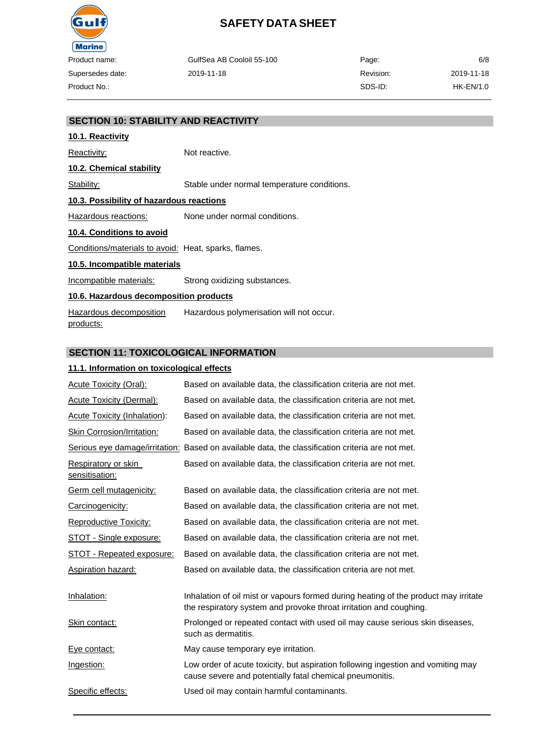## SECTION 10: STABILITY AND REACTIVITY

### 10.1. Reactivity

Reactivity: Not reactive.

### 10.2. Chemical stability

Stability: Stable under normal temperature conditions.

### 10.3. Possibility of hazardous reactions

Hazardous reactions: None under normal conditions.

### 10.4. Conditions to avoid

Conditions/materials to avoid: Heat, sparks, flames.

### 10.5. Incompatible materials

Incompatible materials: Strong oxidizing substances.

### 10.6. Hazardous decomposition products

Hazardous decomposition products: Hazardous polymerisation will not occur.

## SECTION 11: TOXICOLOGICAL INFORMATION

### 11.1. Information on toxicological effects

Acute Toxicity (Oral): Based on available data, the classification criteria are not met.

Acute Toxicity (Dermal): Based on available data, the classification criteria are not met.

Acute Toxicity (Inhalation): Based on available data, the classification criteria are not met.

Skin Corrosion/Irritation: Based on available data, the classification criteria are not met.

Serious eye damage/irritation: Based on available data, the classification criteria are not met.

Respiratory or skin sensitisation: Based on available data, the classification criteria are not met.

Germ cell mutagenicity: Based on available data, the classification criteria are not met.

Carcinogenicity: Based on available data, the classification criteria are not met.

Reproductive Toxicity: Based on available data, the classification criteria are not met.

STOT - Single exposure: Based on available data, the classification criteria are not met.

STOT - Repeated exposure: Based on available data, the classification criteria are not met.

Aspiration hazard: Based on available data, the classification criteria are not met.

Inhalation: Inhalation of oil mist or vapours formed during heating of the product may irritate the respiratory system and provoke throat irritation and coughing.

Skin contact: Prolonged or repeated contact with used oil may cause serious skin diseases, such as dermatitis.

Eye contact: May cause temporary eye irritation.

Ingestion: Low order of acute toxicity, but aspiration following ingestion and vomiting may cause severe and potentially fatal chemical pneumonitis.

Specific effects: Used oil may contain harmful contaminants.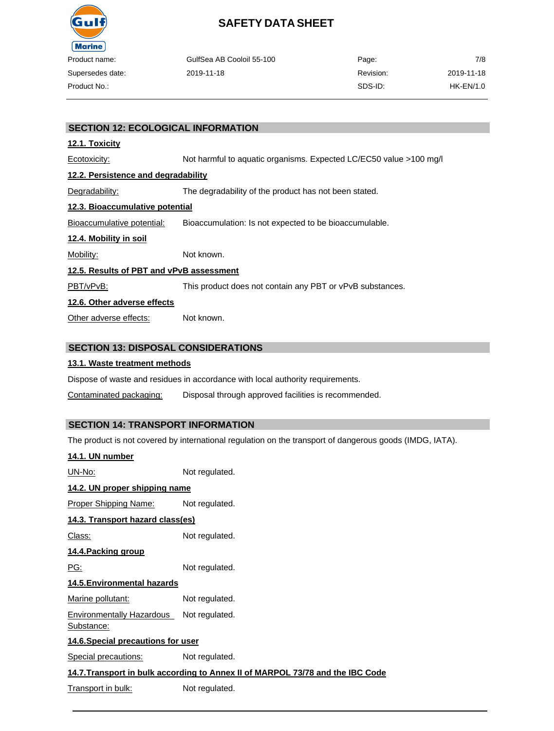## SECTION 12: ECOLOGICAL INFORMATION

### 12.1. Toxicity

Ecotoxicity: Not harmful to aquatic organisms. Expected LC/EC50 value >100 mg/l

### 12.2. Persistence and degradability

Degradability: The degradability of the product has not been stated.

### 12.3. Bioaccumulative potential

Bioaccumulative potential: Bioaccumulation: Is not expected to be bioaccumulable.

### 12.4. Mobility in soil

Mobility: Not known.

### 12.5. Results of PBT and vPvB assessment

PBT/vPvB: This product does not contain any PBT or vPvB substances.

### 12.6. Other adverse effects

Other adverse effects: Not known.

## SECTION 13: DISPOSAL CONSIDERATIONS

### 13.1. Waste treatment methods

Dispose of waste and residues in accordance with local authority requirements.

Contaminated packaging: Disposal through approved facilities is recommended.

## SECTION 14: TRANSPORT INFORMATION

The product is not covered by international regulation on the transport of dangerous goods (IMDG, IATA).

### 14.1. UN number

UN-No: Not regulated.

### 14.2. UN proper shipping name

Proper Shipping Name: Not regulated.

### 14.3. Transport hazard class(es)

Class: Not regulated.

### 14.4.Packing group

PG: Not regulated.

### 14.5.Environmental hazards

Marine pollutant: Not regulated.

Environmentally Hazardous Substance: Not regulated.

### 14.6.Special precautions for user

Special precautions: Not regulated.

### 14.7.Transport in bulk according to Annex II of MARPOL 73/78 and the IBC Code

Transport in bulk: Not regulated.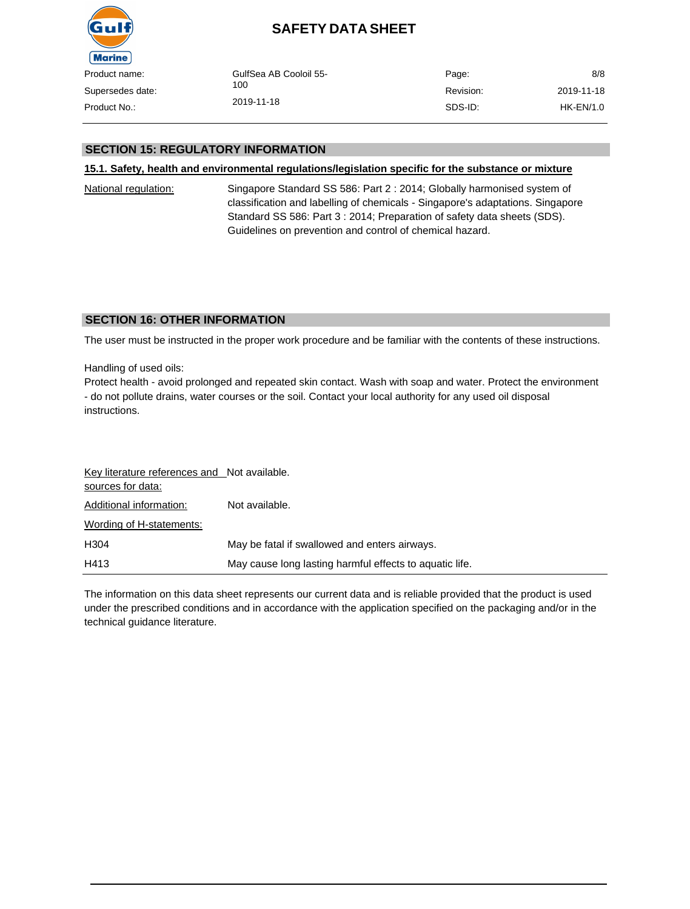## SECTION 15: REGULATORY INFORMATION

**15.1. Safety, health and environmental regulations/legislation specific for the substance or mixture**

| | |
|---|---|
| National regulation: | Singapore Standard SS 586: Part 2 : 2014; Globally harmonised system of classification and labelling of chemicals - Singapore's adaptations. Singapore Standard SS 586: Part 3 : 2014; Preparation of safety data sheets (SDS). Guidelines on prevention and control of chemical hazard. |

## SECTION 16: OTHER INFORMATION

The user must be instructed in the proper work procedure and be familiar with the contents of these instructions.

Handling of used oils:
Protect health - avoid prolonged and repeated skin contact. Wash with soap and water. Protect the environment - do not pollute drains, water courses or the soil. Contact your local authority for any used oil disposal instructions.

| | |
|---|---|
| Key literature references and sources for data: | Not available. |
| Additional information: | Not available. |
| Wording of H-statements: | |
| H304 | May be fatal if swallowed and enters airways. |
| H413 | May cause long lasting harmful effects to aquatic life. |

The information on this data sheet represents our current data and is reliable provided that the product is used under the prescribed conditions and in accordance with the application specified on the packaging and/or in the technical guidance literature.